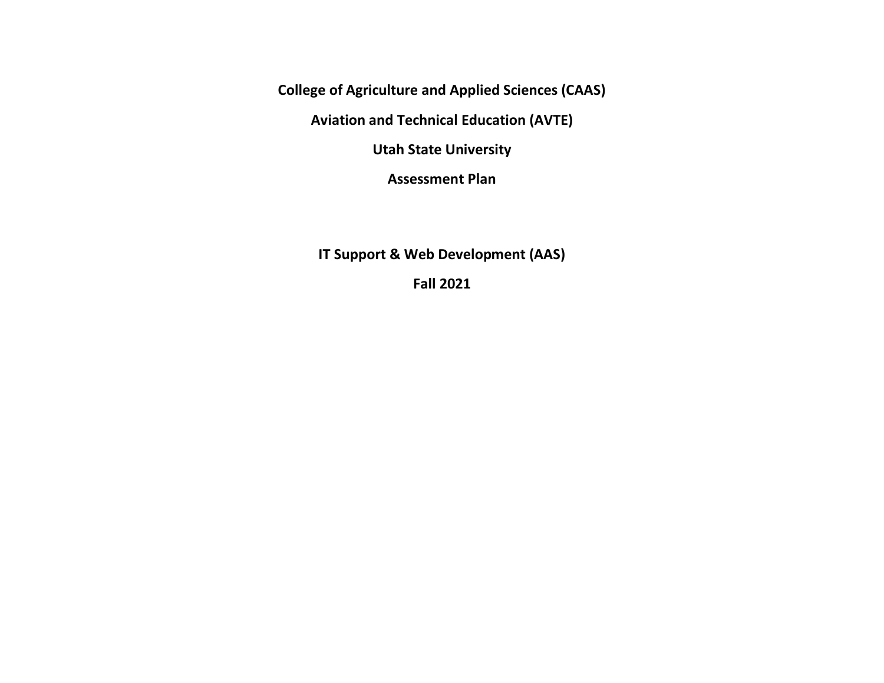**College of Agriculture and Applied Sciences (CAAS)**

**Aviation and Technical Education (AVTE)**

**Utah State University**

**Assessment Plan**

**IT Support & Web Development (AAS)**

**Fall 2021**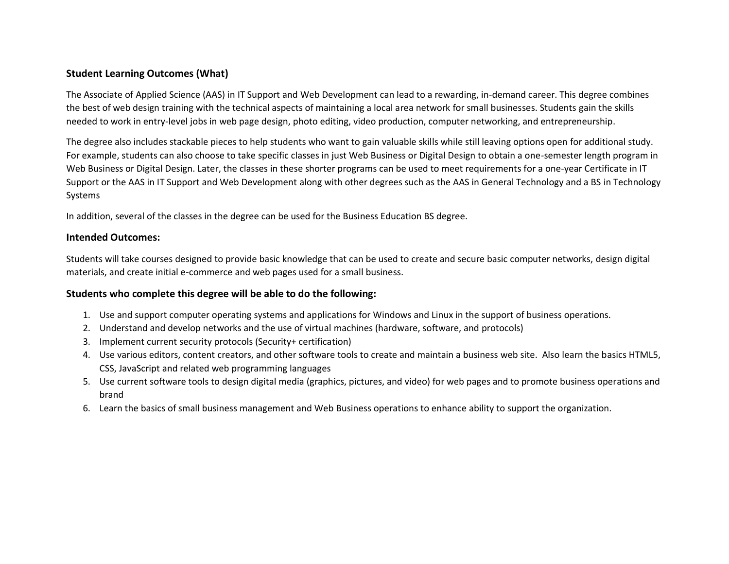### Student Learning Outcomes (What)

The Associate of Applied Science (AAS) in IT Support and Web Development can lead to a rewarding, in-demand career. This degree combines the best of web design training with the technical aspects of maintaining a local area network for small businesses. Students gain the skills needed to work in entry-level jobs in web page design, photo editing, video production, computer networking, and entrepreneurship.

The degree also includes stackable pieces to help students who want to gain valuable skills while still leaving options open for additional study. For example, students can also choose to take specific classes in just Web Business or Digital Design to obtain a one-semester length program in Web Business or Digital Design. Later, the classes in these shorter programs can be used to meet requirements for a one-year Certificate in IT Support or the AAS in IT Support and Web Development along with other degrees such as the AAS in General Technology and a BS in Technology Systems

In addition, several of the classes in the degree can be used for the Business Education BS degree.

### Intended Outcomes:

Students will take courses designed to provide basic knowledge that can be used to create and secure basic computer networks, design digital materials, and create initial e-commerce and web pages used for a small business.

### Students who complete this degree will be able to do the following:

1. Use and support computer operating systems and applications for Windows and Linux in the support of business operations.
2. Understand and develop networks and the use of virtual machines (hardware, software, and protocols)
3. Implement current security protocols (Security+ certification)
4. Use various editors, content creators, and other software tools to create and maintain a business web site. Also learn the basics HTML5, CSS, JavaScript and related web programming languages
5. Use current software tools to design digital media (graphics, pictures, and video) for web pages and to promote business operations and brand
6. Learn the basics of small business management and Web Business operations to enhance ability to support the organization.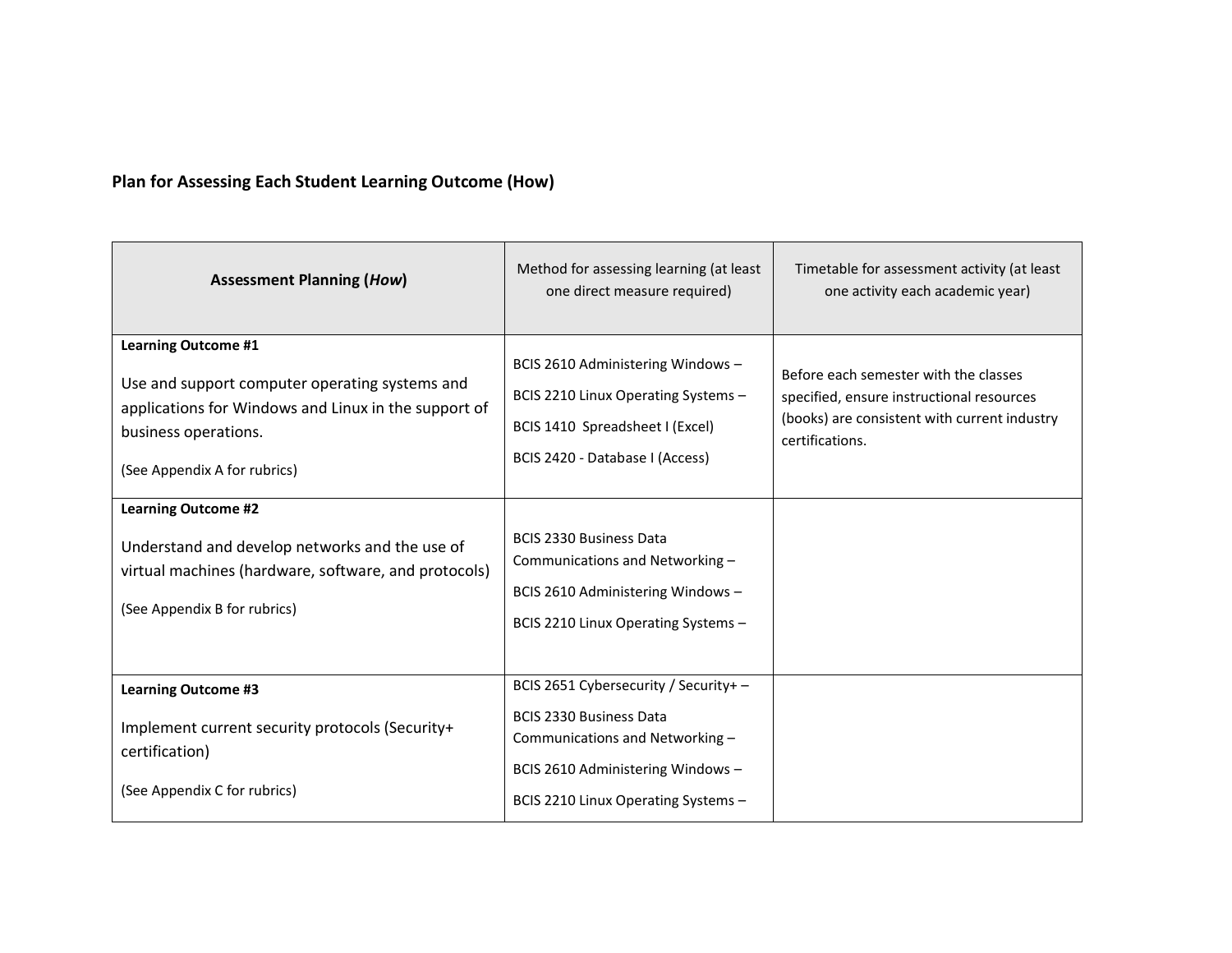### Plan for Assessing Each Student Learning Outcome (How)

| Assessment Planning (*How*) | Method for assessing learning (at least one direct measure required) | Timetable for assessment activity (at least one activity each academic year) |
|---|---|---|
| **Learning Outcome #1**<br><br>Use and support computer operating systems and applications for Windows and Linux in the support of business operations.<br><br>(See Appendix A for rubrics) | BCIS 2610 Administering Windows –<br><br>BCIS 2210 Linux Operating Systems –<br><br>BCIS 1410 Spreadsheet I (Excel)<br><br>BCIS 2420 - Database I (Access) | Before each semester with the classes specified, ensure instructional resources (books) are consistent with current industry certifications. |
| **Learning Outcome #2**<br><br>Understand and develop networks and the use of virtual machines (hardware, software, and protocols)<br><br>(See Appendix B for rubrics) | BCIS 2330 Business Data Communications and Networking –<br><br>BCIS 2610 Administering Windows –<br><br>BCIS 2210 Linux Operating Systems – | |
| **Learning Outcome #3**<br><br>Implement current security protocols (Security+ certification)<br><br>(See Appendix C for rubrics) | BCIS 2651 Cybersecurity / Security+ –<br><br>BCIS 2330 Business Data Communications and Networking –<br><br>BCIS 2610 Administering Windows –<br><br>BCIS 2210 Linux Operating Systems – | |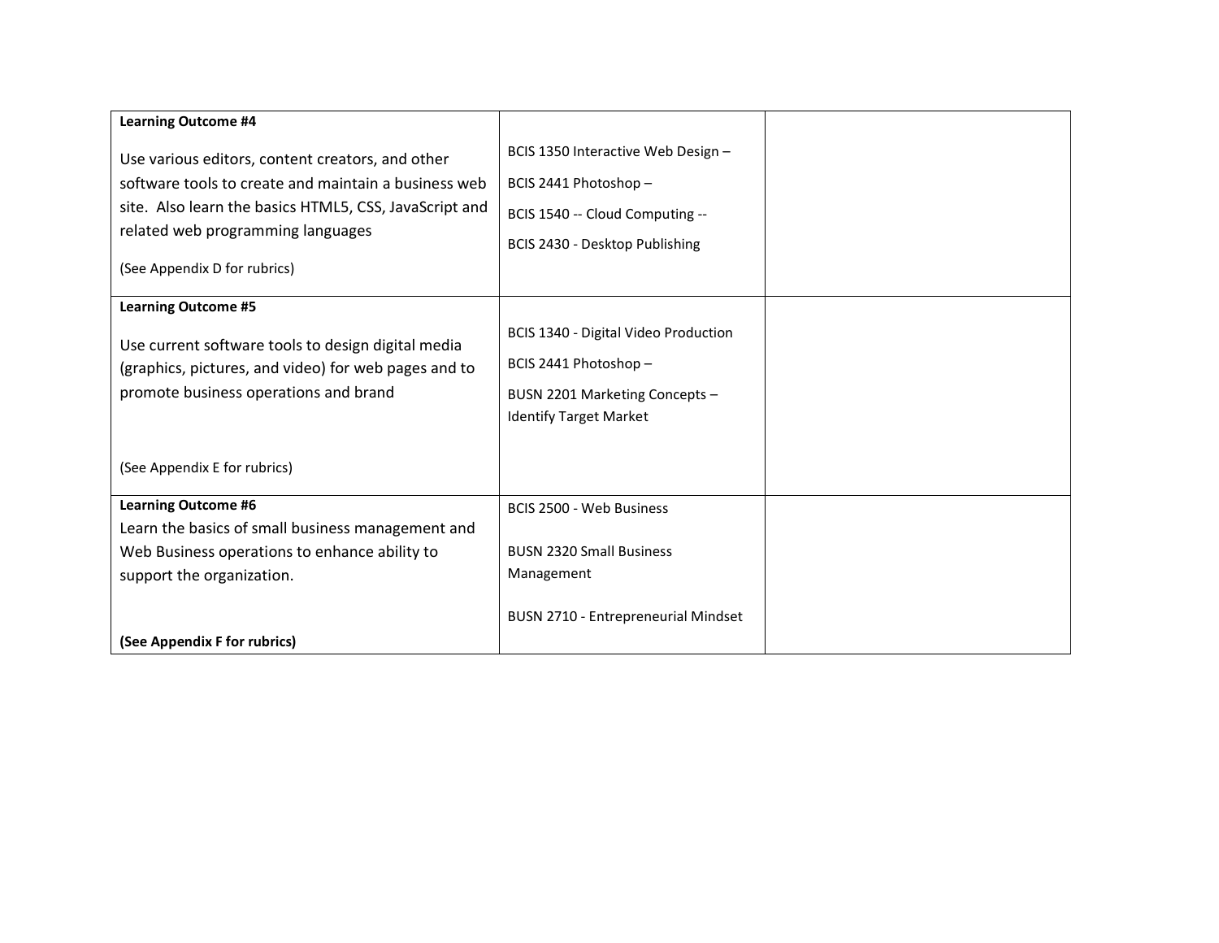| | | |
|---|---|---|
| **Learning Outcome #4**<br><br>Use various editors, content creators, and other software tools to create and maintain a business web site. Also learn the basics HTML5, CSS, JavaScript and related web programming languages<br><br>(See Appendix D for rubrics) | BCIS 1350 Interactive Web Design –<br><br>BCIS 2441 Photoshop –<br><br>BCIS 1540 -- Cloud Computing --<br><br>BCIS 2430 - Desktop Publishing | |
| **Learning Outcome #5**<br><br>Use current software tools to design digital media (graphics, pictures, and video) for web pages and to promote business operations and brand<br><br>(See Appendix E for rubrics) | BCIS 1340 - Digital Video Production<br><br>BCIS 2441 Photoshop –<br><br>BUSN 2201 Marketing Concepts – Identify Target Market | |
| **Learning Outcome #6**<br>Learn the basics of small business management and Web Business operations to enhance ability to support the organization.<br><br>**(See Appendix F for rubrics)** | BCIS 2500 - Web Business<br><br>BUSN 2320 Small Business Management<br><br>BUSN 2710 - Entrepreneurial Mindset | |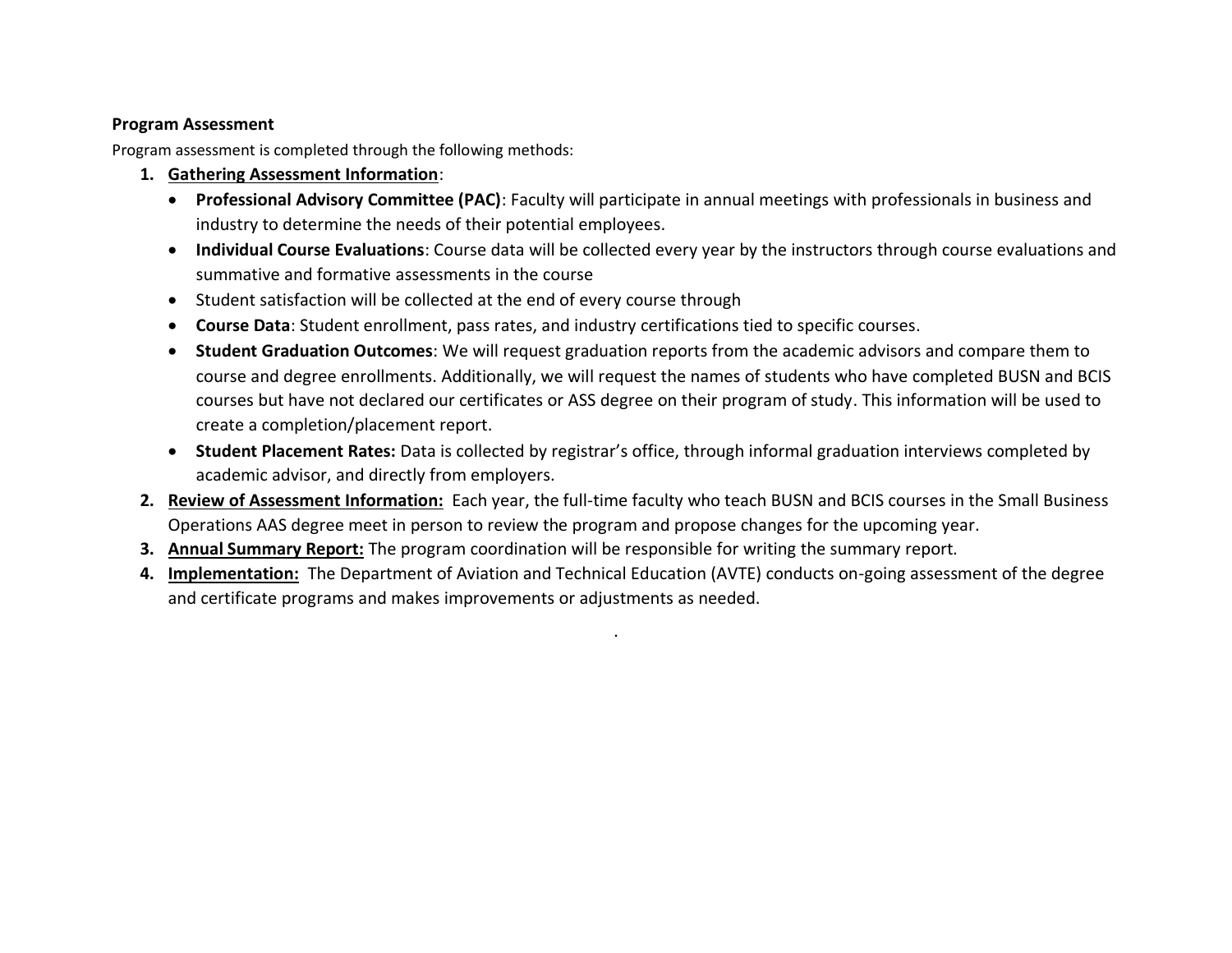**Program Assessment**

Program assessment is completed through the following methods:

1. **Gathering Assessment Information**:
   - **Professional Advisory Committee (PAC)**: Faculty will participate in annual meetings with professionals in business and industry to determine the needs of their potential employees.
   - **Individual Course Evaluations**: Course data will be collected every year by the instructors through course evaluations and summative and formative assessments in the course
   - Student satisfaction will be collected at the end of every course through
   - **Course Data**: Student enrollment, pass rates, and industry certifications tied to specific courses.
   - **Student Graduation Outcomes**: We will request graduation reports from the academic advisors and compare them to course and degree enrollments. Additionally, we will request the names of students who have completed BUSN and BCIS courses but have not declared our certificates or ASS degree on their program of study. This information will be used to create a completion/placement report.
   - **Student Placement Rates:** Data is collected by registrar's office, through informal graduation interviews completed by academic advisor, and directly from employers.
2. **Review of Assessment Information:** Each year, the full-time faculty who teach BUSN and BCIS courses in the Small Business Operations AAS degree meet in person to review the program and propose changes for the upcoming year.
3. **Annual Summary Report:** The program coordination will be responsible for writing the summary report.
4. **Implementation:** The Department of Aviation and Technical Education (AVTE) conducts on-going assessment of the degree and certificate programs and makes improvements or adjustments as needed.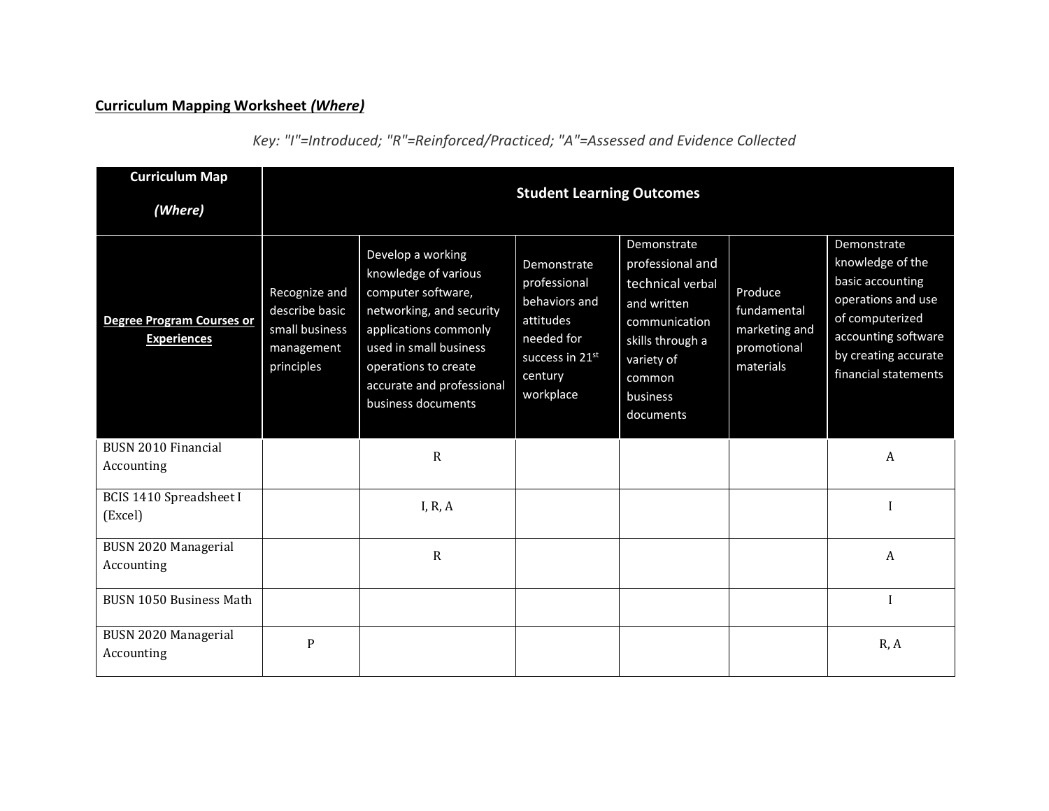**Curriculum Mapping Worksheet *(Where)***

*Key: "I"=Introduced; "R"=Reinforced/Practiced; "A"=Assessed and Evidence Collected*

| **Curriculum Map** ***(Where)*** | **Student Learning Outcomes** | | | | | |
|---|---|---|---|---|---|---|
| **Degree Program Courses or Experiences** | Recognize and describe basic small business management principles | Develop a working knowledge of various computer software, networking, and security applications commonly used in small business operations to create accurate and professional business documents | Demonstrate professional behaviors and attitudes needed for success in 21st century workplace | Demonstrate professional and technical verbal and written communication skills through a variety of common business documents | Produce fundamental marketing and promotional materials | Demonstrate knowledge of the basic accounting operations and use of computerized accounting software by creating accurate financial statements |
| BUSN 2010 Financial Accounting | | R | | | | A |
| BCIS 1410 Spreadsheet I (Excel) | | I, R, A | | | | I |
| BUSN 2020 Managerial Accounting | | R | | | | A |
| BUSN 1050 Business Math | | | | | | I |
| BUSN 2020 Managerial Accounting | P | | | | | R, A |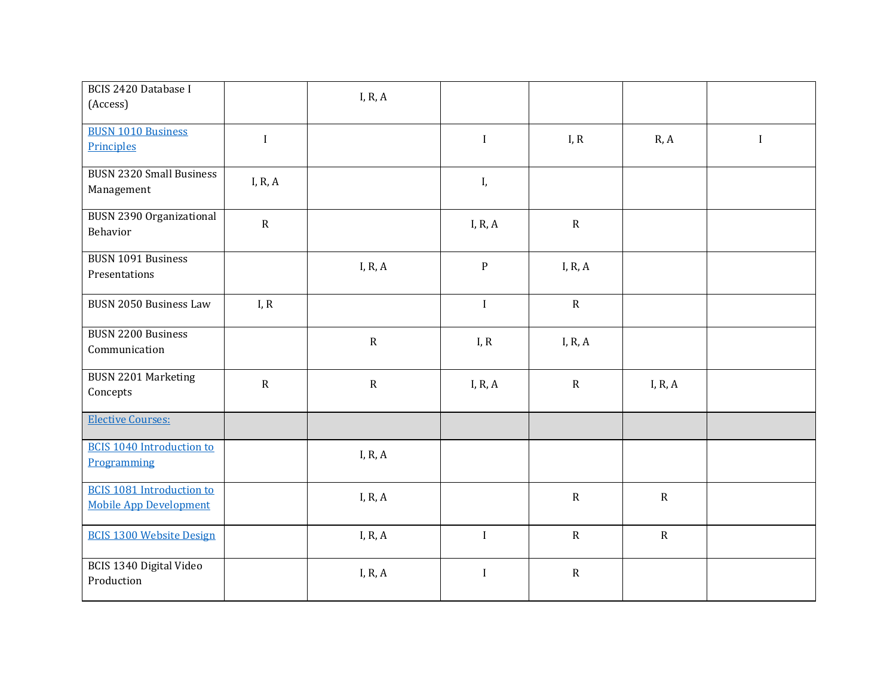| | | | | | | |
|---|---|---|---|---|---|---|
| BCIS 2420 Database I (Access) | | I, R, A | | | | |
| BUSN 1010 Business Principles | I | | I | I, R | R, A | I |
| BUSN 2320 Small Business Management | I, R, A | | I, | | | |
| BUSN 2390 Organizational Behavior | R | | I, R, A | R | | |
| BUSN 1091 Business Presentations | | I, R, A | P | I, R, A | | |
| BUSN 2050 Business Law | I, R | | I | R | | |
| BUSN 2200 Business Communication | | R | I, R | I, R, A | | |
| BUSN 2201 Marketing Concepts | R | R | I, R, A | R | I, R, A | |
| Elective Courses: | | | | | | |
| BCIS 1040 Introduction to Programming | | I, R, A | | | | |
| BCIS 1081 Introduction to Mobile App Development | | I, R, A | | R | R | |
| BCIS 1300 Website Design | | I, R, A | I | R | R | |
| BCIS 1340 Digital Video Production | | I, R, A | I | R | | |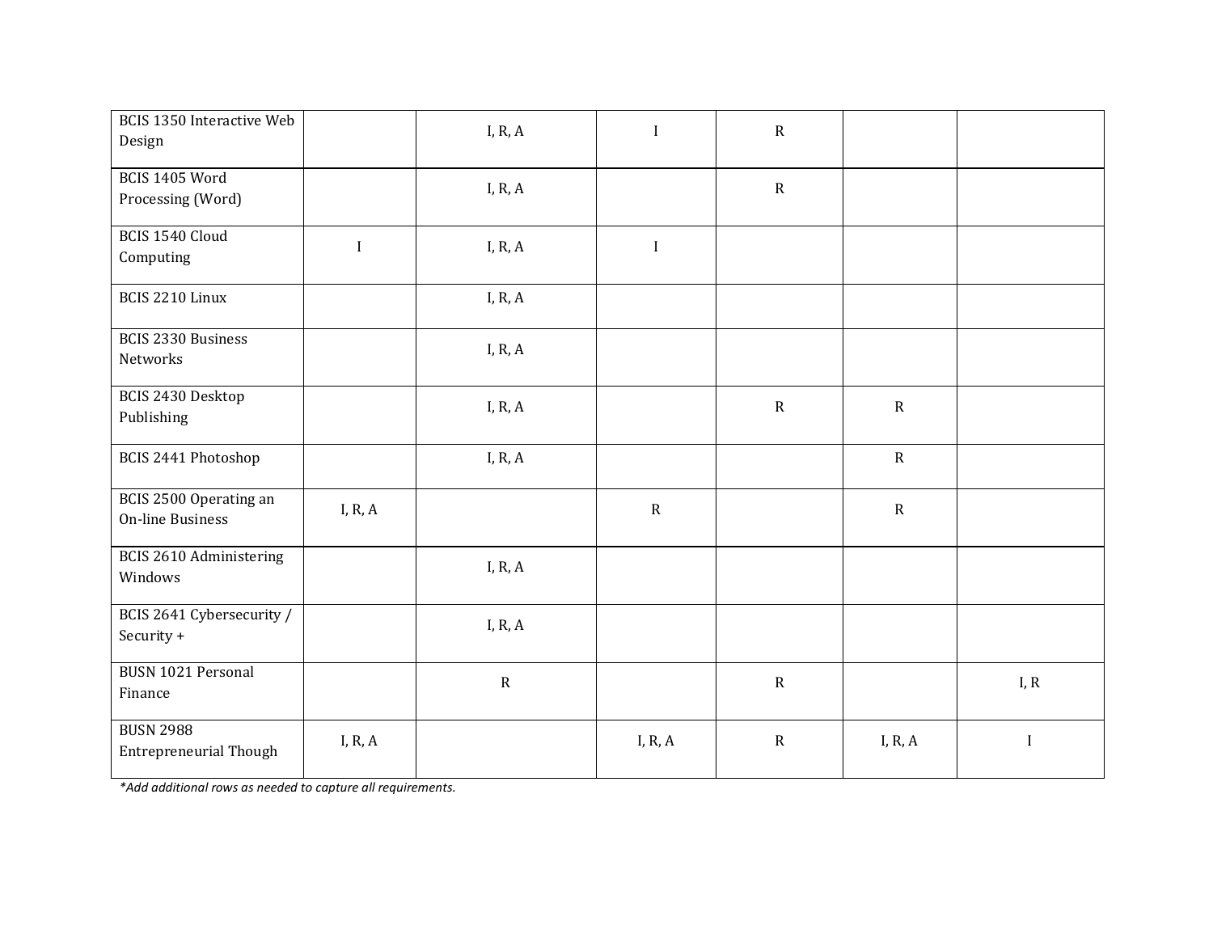| | | | | | | |
|---|---|---|---|---|---|---|
| BCIS 1350 Interactive Web Design | | I, R, A | I | R | | |
| BCIS 1405 Word Processing (Word) | | I, R, A | | R | | |
| BCIS 1540 Cloud Computing | I | I, R, A | I | | | |
| BCIS 2210 Linux | | I, R, A | | | | |
| BCIS 2330 Business Networks | | I, R, A | | | | |
| BCIS 2430 Desktop Publishing | | I, R, A | | R | R | |
| BCIS 2441 Photoshop | | I, R, A | | | R | |
| BCIS 2500 Operating an On-line Business | I, R, A | | R | | R | |
| BCIS 2610 Administering Windows | | I, R, A | | | | |
| BCIS 2641 Cybersecurity / Security + | | I, R, A | | | | |
| BUSN 1021 Personal Finance | | R | | R | | I, R |
| BUSN 2988 Entrepreneurial Though | I, R, A | | I, R, A | R | I, R, A | I |

*\*Add additional rows as needed to capture all requirements.*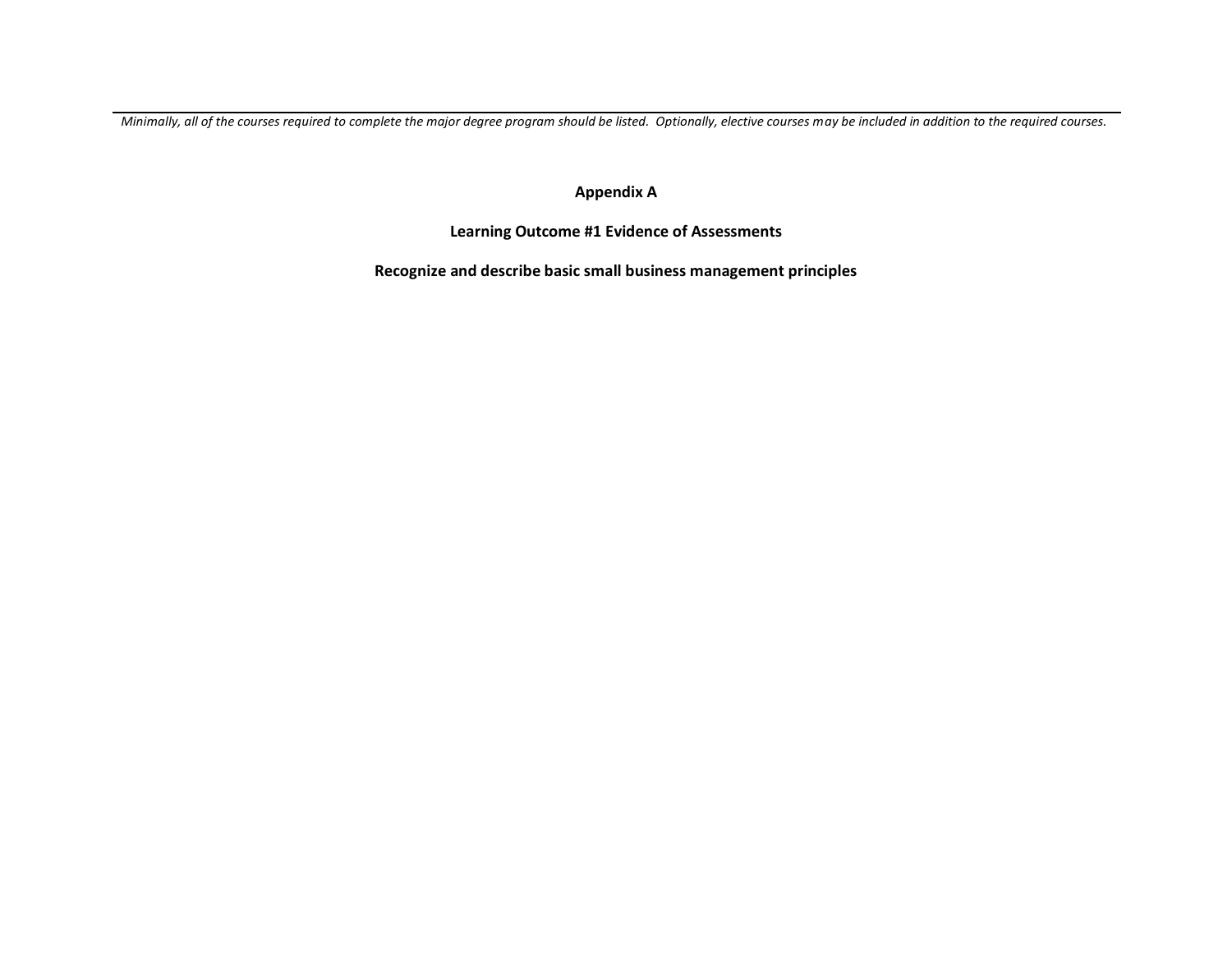*Minimally, all of the courses required to complete the major degree program should be listed. Optionally, elective courses may be included in addition to the required courses.*

## Appendix A

### Learning Outcome #1 Evidence of Assessments

### Recognize and describe basic small business management principles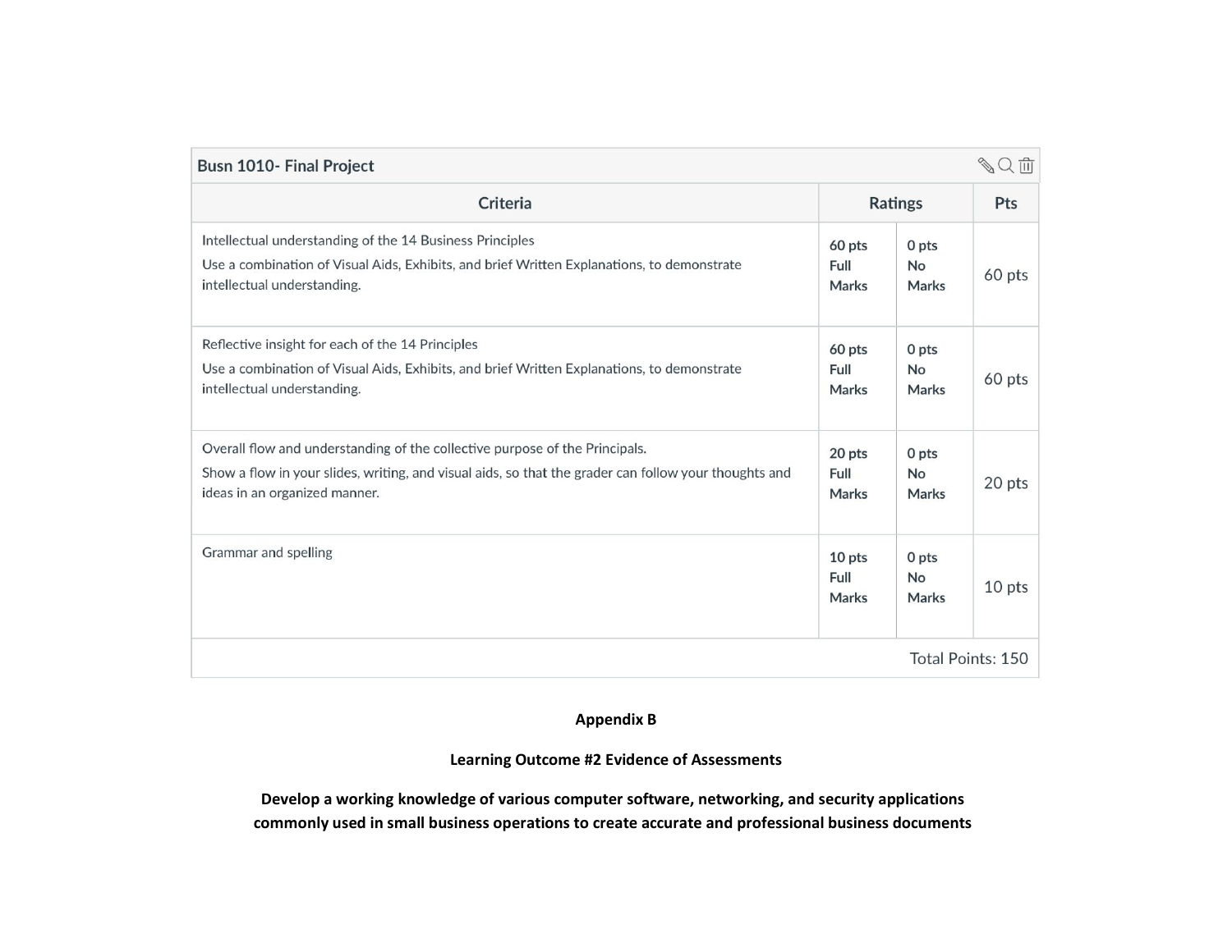**Busn 1010- Final Project**

| Criteria | Ratings | | Pts |
|---|---|---|---|
| Intellectual understanding of the 14 Business Principles<br>Use a combination of Visual Aids, Exhibits, and brief Written Explanations, to demonstrate intellectual understanding. | 60 pts Full Marks | 0 pts No Marks | 60 pts |
| Reflective insight for each of the 14 Principles<br>Use a combination of Visual Aids, Exhibits, and brief Written Explanations, to demonstrate intellectual understanding. | 60 pts Full Marks | 0 pts No Marks | 60 pts |
| Overall flow and understanding of the collective purpose of the Principals.<br>Show a flow in your slides, writing, and visual aids, so that the grader can follow your thoughts and ideas in an organized manner. | 20 pts Full Marks | 0 pts No Marks | 20 pts |
| Grammar and spelling | 10 pts Full Marks | 0 pts No Marks | 10 pts |
| | | | Total Points: 150 |

**Appendix B**

**Learning Outcome #2 Evidence of Assessments**

**Develop a working knowledge of various computer software, networking, and security applications commonly used in small business operations to create accurate and professional business documents**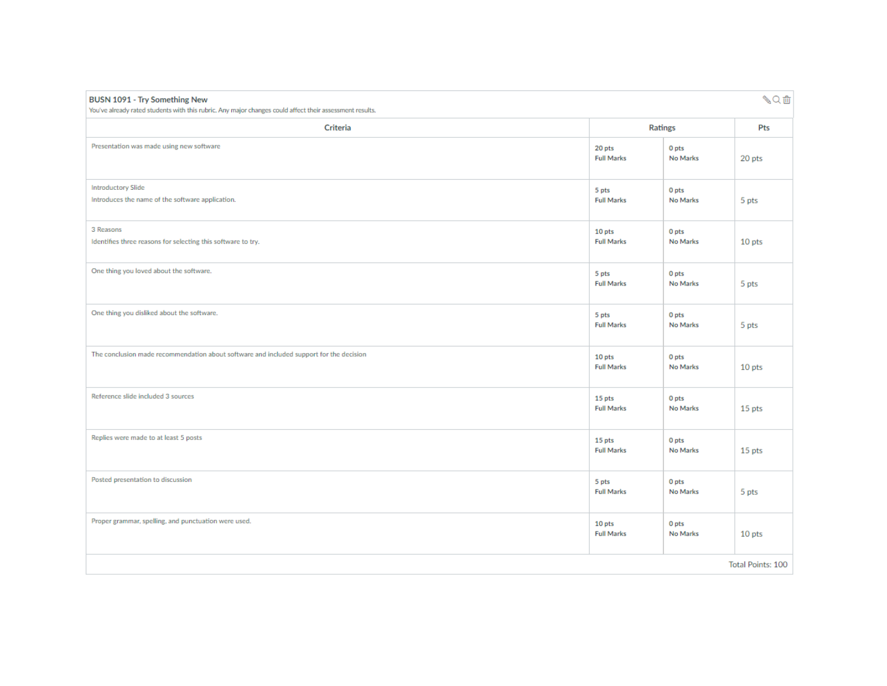**BUSN 1091 - Try Something New**

You've already rated students with this rubric. Any major changes could affect their assessment results.

| Criteria | Ratings | | Pts |
|---|---|---|---|
| Presentation was made using new software | 20 pts Full Marks | 0 pts No Marks | 20 pts |
| Introductory Slide<br>Introduces the name of the software application. | 5 pts Full Marks | 0 pts No Marks | 5 pts |
| 3 Reasons<br>Identifies three reasons for selecting this software to try. | 10 pts Full Marks | 0 pts No Marks | 10 pts |
| One thing you loved about the software. | 5 pts Full Marks | 0 pts No Marks | 5 pts |
| One thing you disliked about the software. | 5 pts Full Marks | 0 pts No Marks | 5 pts |
| The conclusion made recommendation about software and included support for the decision | 10 pts Full Marks | 0 pts No Marks | 10 pts |
| Reference slide included 3 sources | 15 pts Full Marks | 0 pts No Marks | 15 pts |
| Replies were made to at least 5 posts | 15 pts Full Marks | 0 pts No Marks | 15 pts |
| Posted presentation to discussion | 5 pts Full Marks | 0 pts No Marks | 5 pts |
| Proper grammar, spelling, and punctuation were used. | 10 pts Full Marks | 0 pts No Marks | 10 pts |
| | | | Total Points: 100 |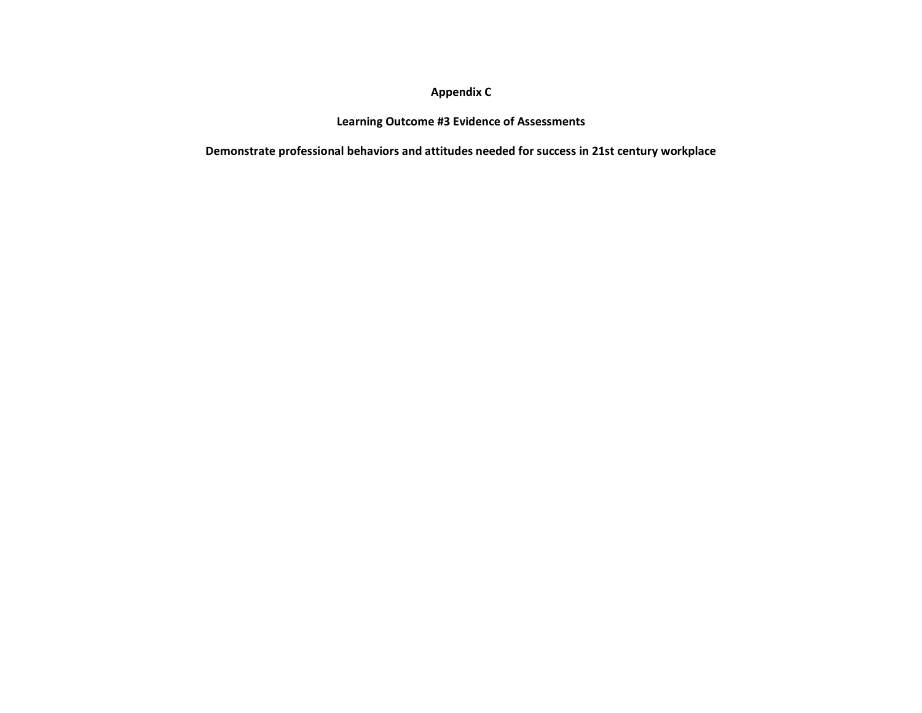# Appendix C

## Learning Outcome #3 Evidence of Assessments

### Demonstrate professional behaviors and attitudes needed for success in 21st century workplace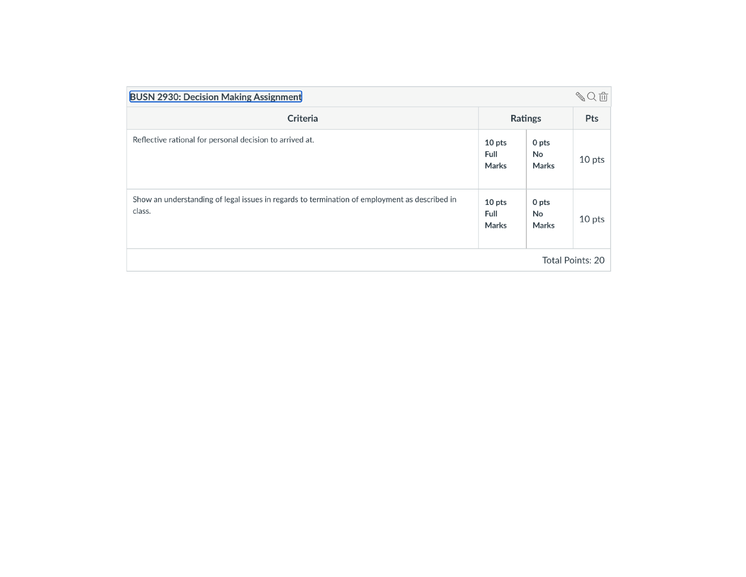| BUSN 2930: Decision Making Assignment | | | |
|---|---|---|---|
| **Criteria** | **Ratings** | | **Pts** |
| Reflective rational for personal decision to arrived at. | **10 pts Full Marks** | **0 pts No Marks** | 10 pts |
| Show an understanding of legal issues in regards to termination of employment as described in class. | **10 pts Full Marks** | **0 pts No Marks** | 10 pts |
| | | | Total Points: 20 |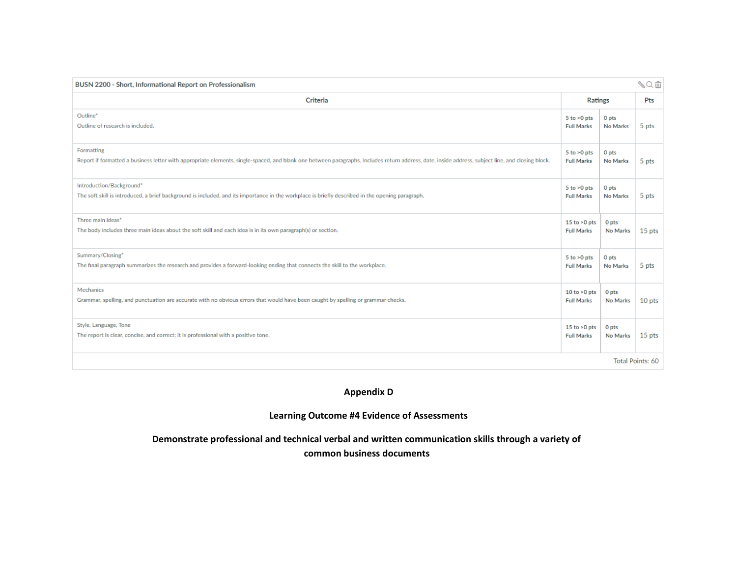| BUSN 2200 - Short, Informational Report on Professionalism | | | |
|---|---|---|---|
| **Criteria** | **Ratings** | | **Pts** |
| Outline*<br>Outline of research is included. | 5 to >0 pts<br>Full Marks | 0 pts<br>No Marks | 5 pts |
| Formatting<br>Report if formatted a business letter with appropriate elements, single-spaced, and blank one between paragraphs. Includes return address, date, inside address, subject line, and closing block. | 5 to >0 pts<br>Full Marks | 0 pts<br>No Marks | 5 pts |
| Introduction/Background*<br>The soft skill is introduced, a brief background is included, and its importance in the workplace is briefly described in the opening paragraph. | 5 to >0 pts<br>Full Marks | 0 pts<br>No Marks | 5 pts |
| Three main ideas*<br>The body includes three main ideas about the soft skill and each idea is in its own paragraph(s) or section. | 15 to >0 pts<br>Full Marks | 0 pts<br>No Marks | 15 pts |
| Summary/Closing*<br>The final paragraph summarizes the research and provides a forward-looking ending that connects the skill to the workplace. | 5 to >0 pts<br>Full Marks | 0 pts<br>No Marks | 5 pts |
| Mechanics<br>Grammar, spelling, and punctuation are accurate with no obvious errors that would have been caught by spelling or grammar checks. | 10 to >0 pts<br>Full Marks | 0 pts<br>No Marks | 10 pts |
| Style, Language, Tone<br>The report is clear, concise, and correct; it is professional with a positive tone. | 15 to >0 pts<br>Full Marks | 0 pts<br>No Marks | 15 pts |
| | | | Total Points: 60 |

**Appendix D**

**Learning Outcome #4 Evidence of Assessments**

**Demonstrate professional and technical verbal and written communication skills through a variety of common business documents**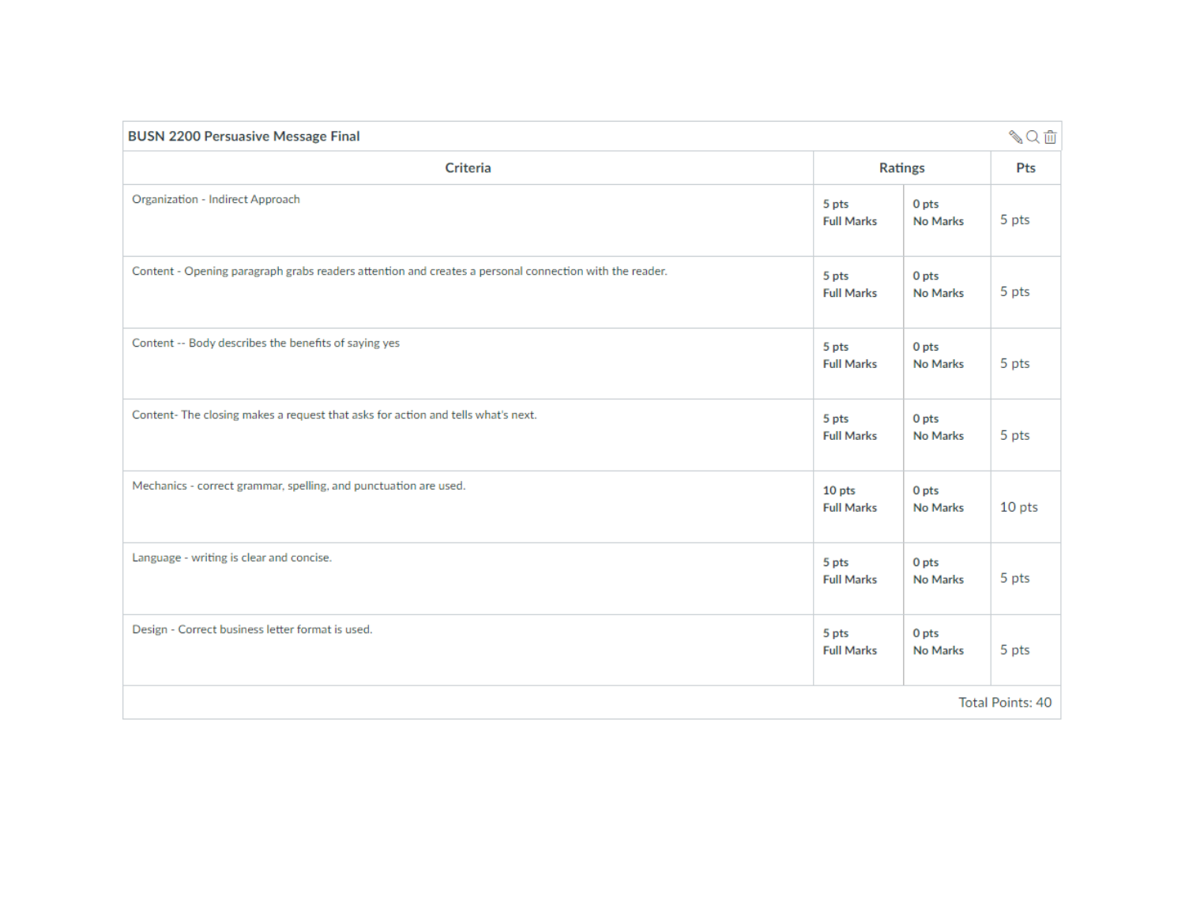**BUSN 2200 Persuasive Message Final**

| Criteria | Ratings | | Pts |
|---|---|---|---|
| Organization - Indirect Approach | 5 pts<br>Full Marks | 0 pts<br>No Marks | 5 pts |
| Content - Opening paragraph grabs readers attention and creates a personal connection with the reader. | 5 pts<br>Full Marks | 0 pts<br>No Marks | 5 pts |
| Content -- Body describes the benefits of saying yes | 5 pts<br>Full Marks | 0 pts<br>No Marks | 5 pts |
| Content- The closing makes a request that asks for action and tells what's next. | 5 pts<br>Full Marks | 0 pts<br>No Marks | 5 pts |
| Mechanics - correct grammar, spelling, and punctuation are used. | 10 pts<br>Full Marks | 0 pts<br>No Marks | 10 pts |
| Language - writing is clear and concise. | 5 pts<br>Full Marks | 0 pts<br>No Marks | 5 pts |
| Design - Correct business letter format is used. | 5 pts<br>Full Marks | 0 pts<br>No Marks | 5 pts |
| | | | Total Points: 40 |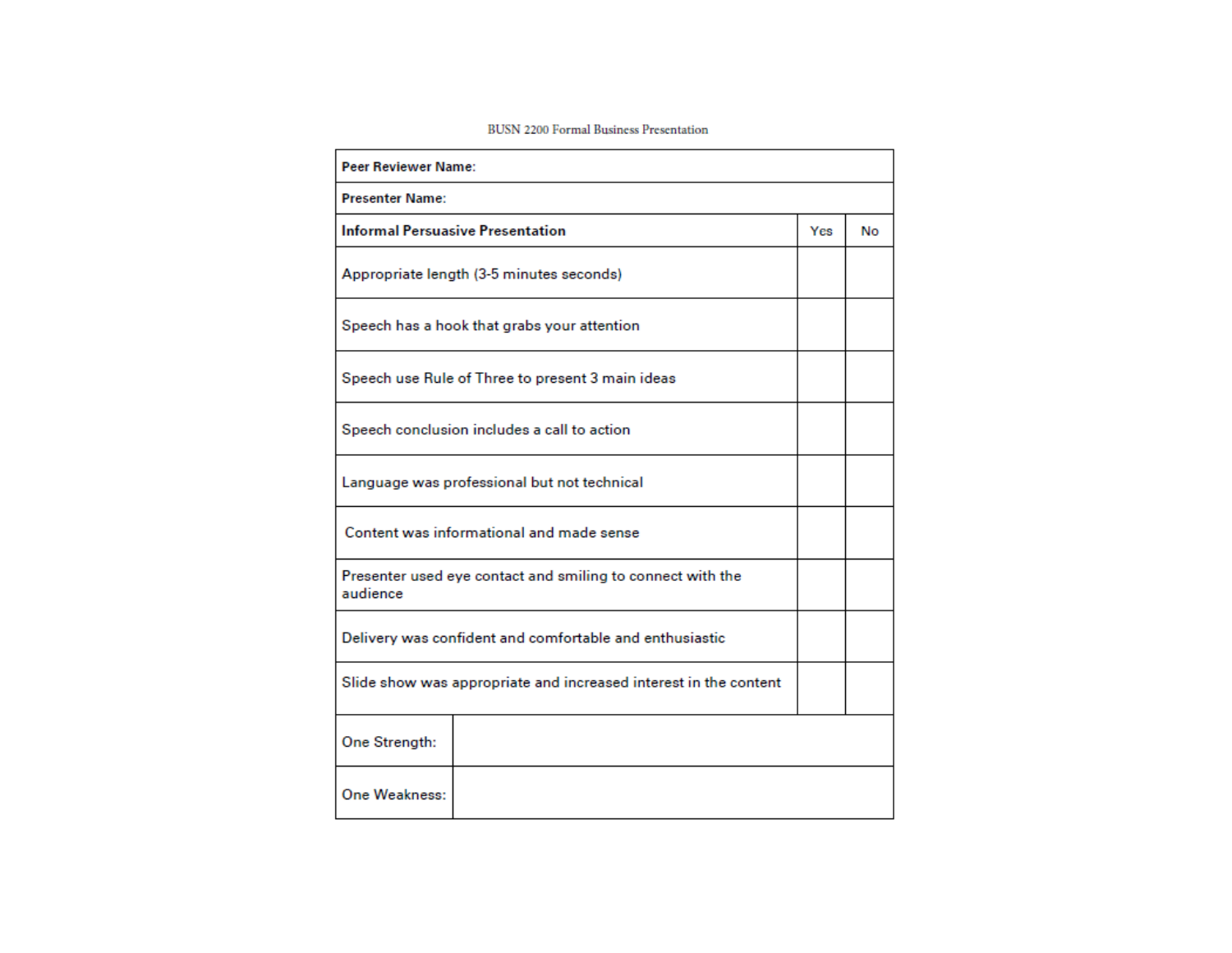BUSN 2200 Formal Business Presentation

| **Peer Reviewer Name:** | | |
|---|---|---|
| **Presenter Name:** | | |
| **Informal Persuasive Presentation** | Yes | No |
| Appropriate length (3-5 minutes seconds) | | |
| Speech has a hook that grabs your attention | | |
| Speech use Rule of Three to present 3 main ideas | | |
| Speech conclusion includes a call to action | | |
| Language was professional but not technical | | |
| Content was informational and made sense | | |
| Presenter used eye contact and smiling to connect with the audience | | |
| Delivery was confident and comfortable and enthusiastic | | |
| Slide show was appropriate and increased interest in the content | | |
| One Strength: | | |
| One Weakness: | | |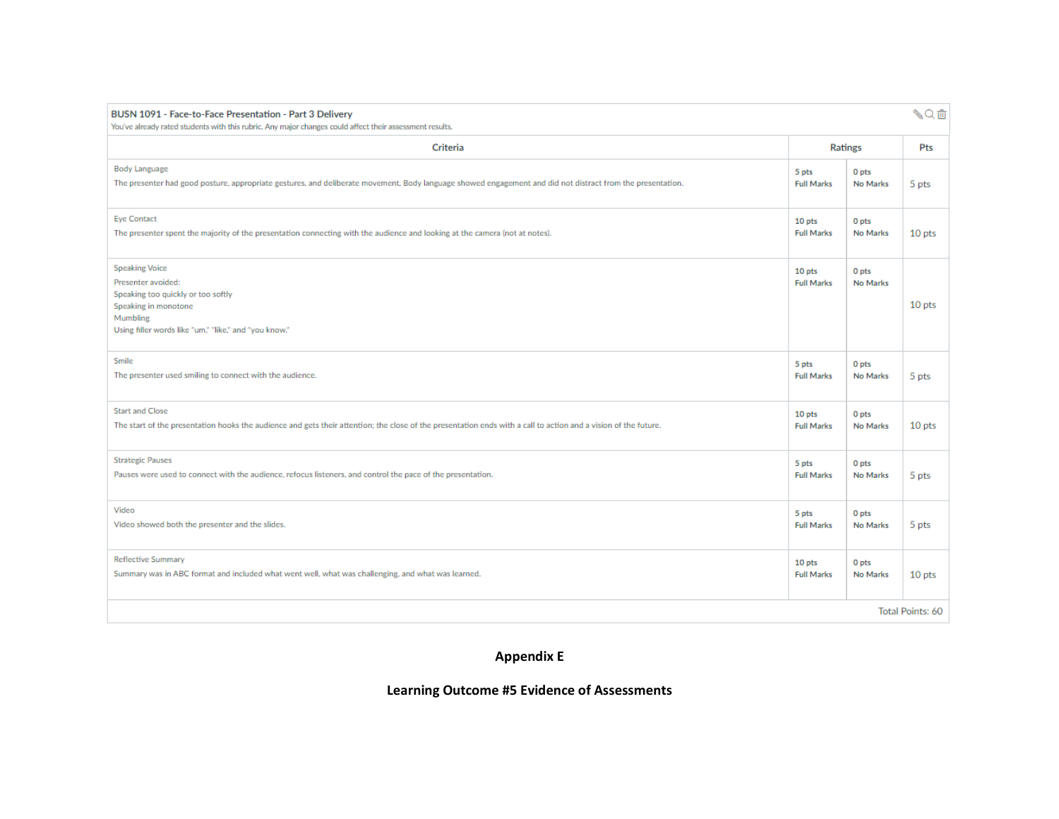**BUSN 1091 - Face-to-Face Presentation - Part 3 Delivery**

You've already rated students with this rubric. Any major changes could affect their assessment results.

| Criteria | Ratings | | Pts |
|---|---|---|---|
| Body Language<br>The presenter had good posture, appropriate gestures, and deliberate movement. Body language showed engagement and did not distract from the presentation. | 5 pts<br>Full Marks | 0 pts<br>No Marks | 5 pts |
| Eye Contact<br>The presenter spent the majority of the presentation connecting with the audience and looking at the camera (not at notes). | 10 pts<br>Full Marks | 0 pts<br>No Marks | 10 pts |
| Speaking Voice<br>Presenter avoided:<br>Speaking too quickly or too softly<br>Speaking in monotone<br>Mumbling<br>Using filler words like "um," "like," and "you know." | 10 pts<br>Full Marks | 0 pts<br>No Marks | 10 pts |
| Smile<br>The presenter used smiling to connect with the audience. | 5 pts<br>Full Marks | 0 pts<br>No Marks | 5 pts |
| Start and Close<br>The start of the presentation hooks the audience and gets their attention; the close of the presentation ends with a call to action and a vision of the future. | 10 pts<br>Full Marks | 0 pts<br>No Marks | 10 pts |
| Strategic Pauses<br>Pauses were used to connect with the audience, refocus listeners, and control the pace of the presentation. | 5 pts<br>Full Marks | 0 pts<br>No Marks | 5 pts |
| Video<br>Video showed both the presenter and the slides. | 5 pts<br>Full Marks | 0 pts<br>No Marks | 5 pts |
| Reflective Summary<br>Summary was in ABC format and included what went well, what was challenging, and what was learned. | 10 pts<br>Full Marks | 0 pts<br>No Marks | 10 pts |
| | | | Total Points: 60 |

**Appendix E**

**Learning Outcome #5 Evidence of Assessments**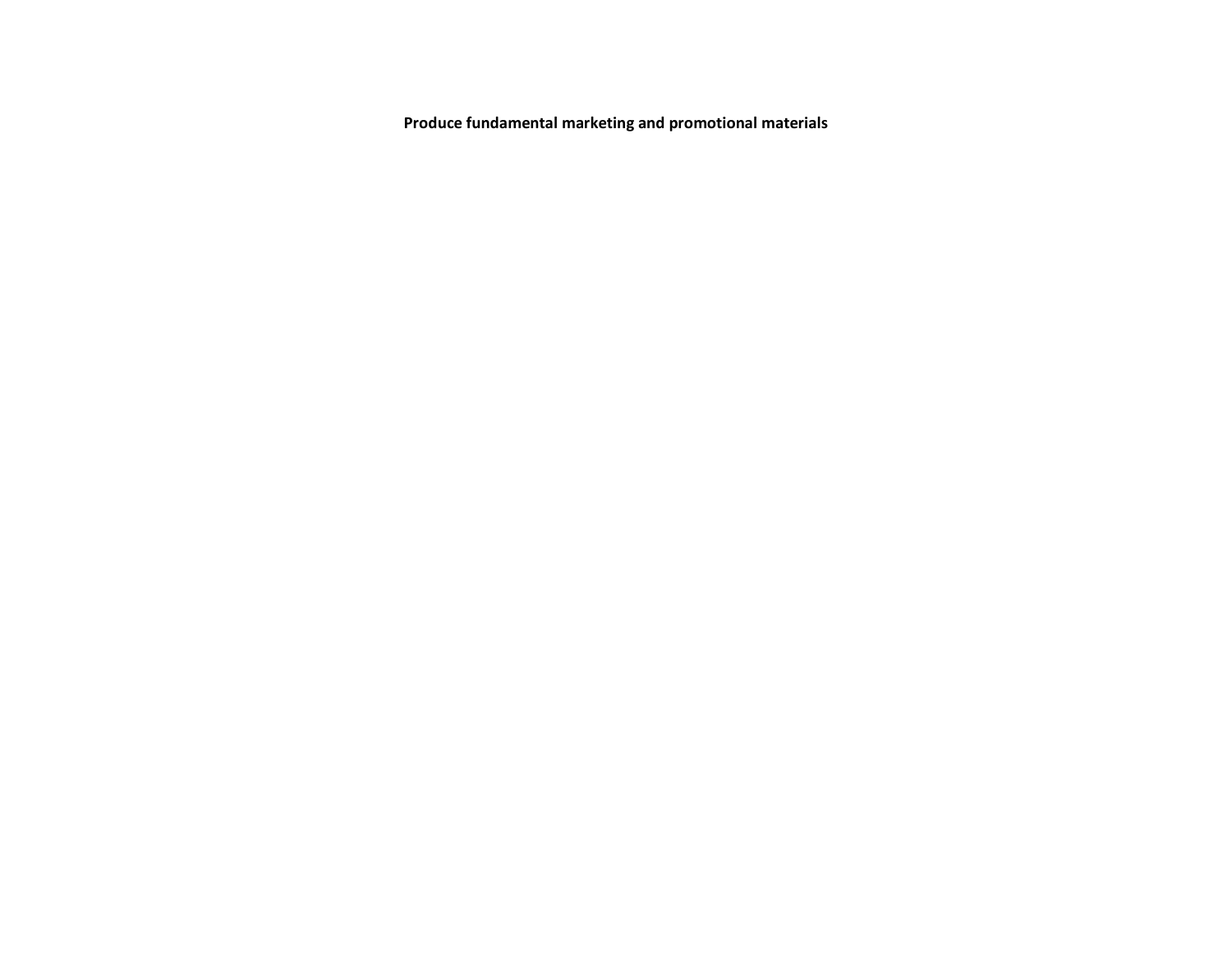**Produce fundamental marketing and promotional materials**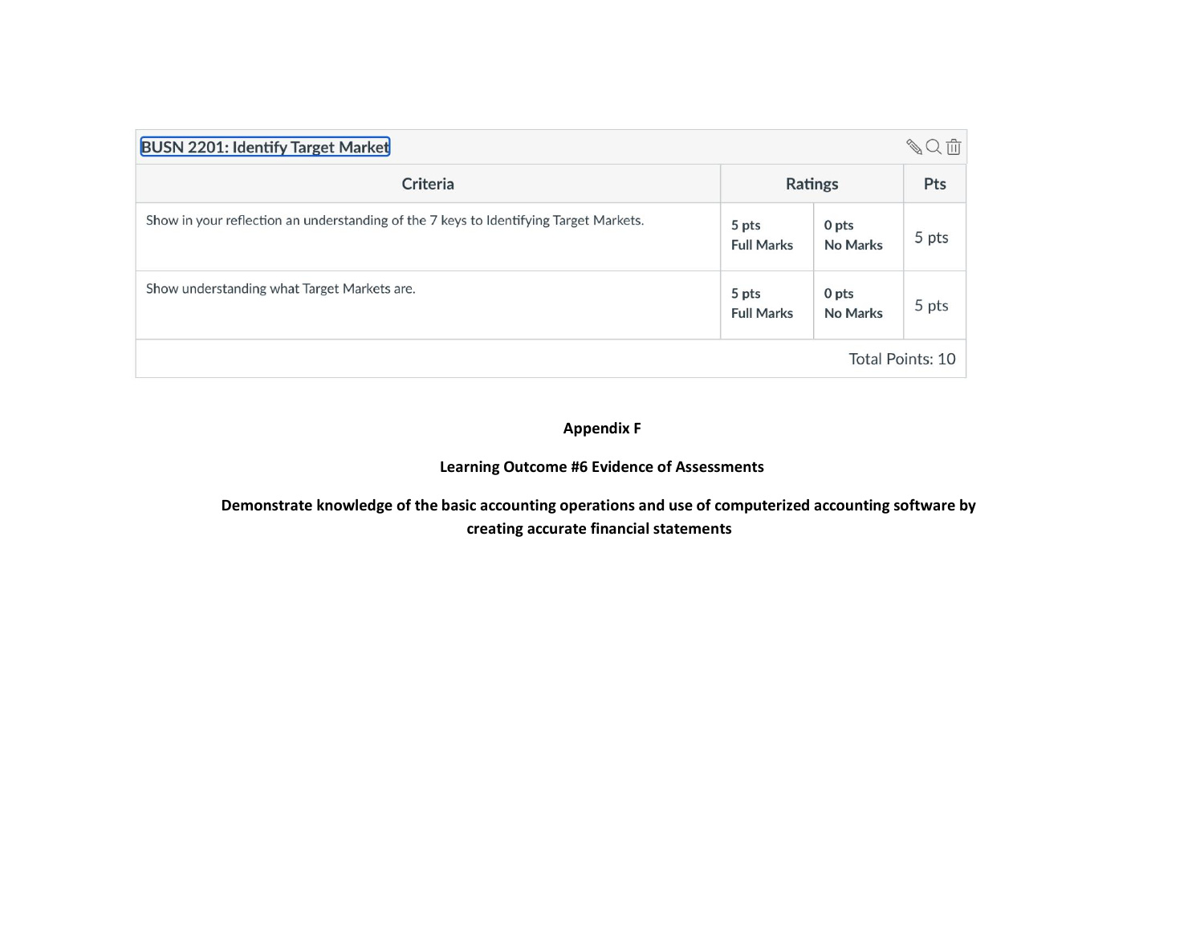| BUSN 2201: Identify Target Market | | | |
|---|---|---|---|
| **Criteria** | **Ratings** | | **Pts** |
| Show in your reflection an understanding of the 7 keys to Identifying Target Markets. | 5 pts<br>Full Marks | 0 pts<br>No Marks | 5 pts |
| Show understanding what Target Markets are. | 5 pts<br>Full Marks | 0 pts<br>No Marks | 5 pts |
| | | | Total Points: 10 |

**Appendix F**

**Learning Outcome #6 Evidence of Assessments**

**Demonstrate knowledge of the basic accounting operations and use of computerized accounting software by creating accurate financial statements**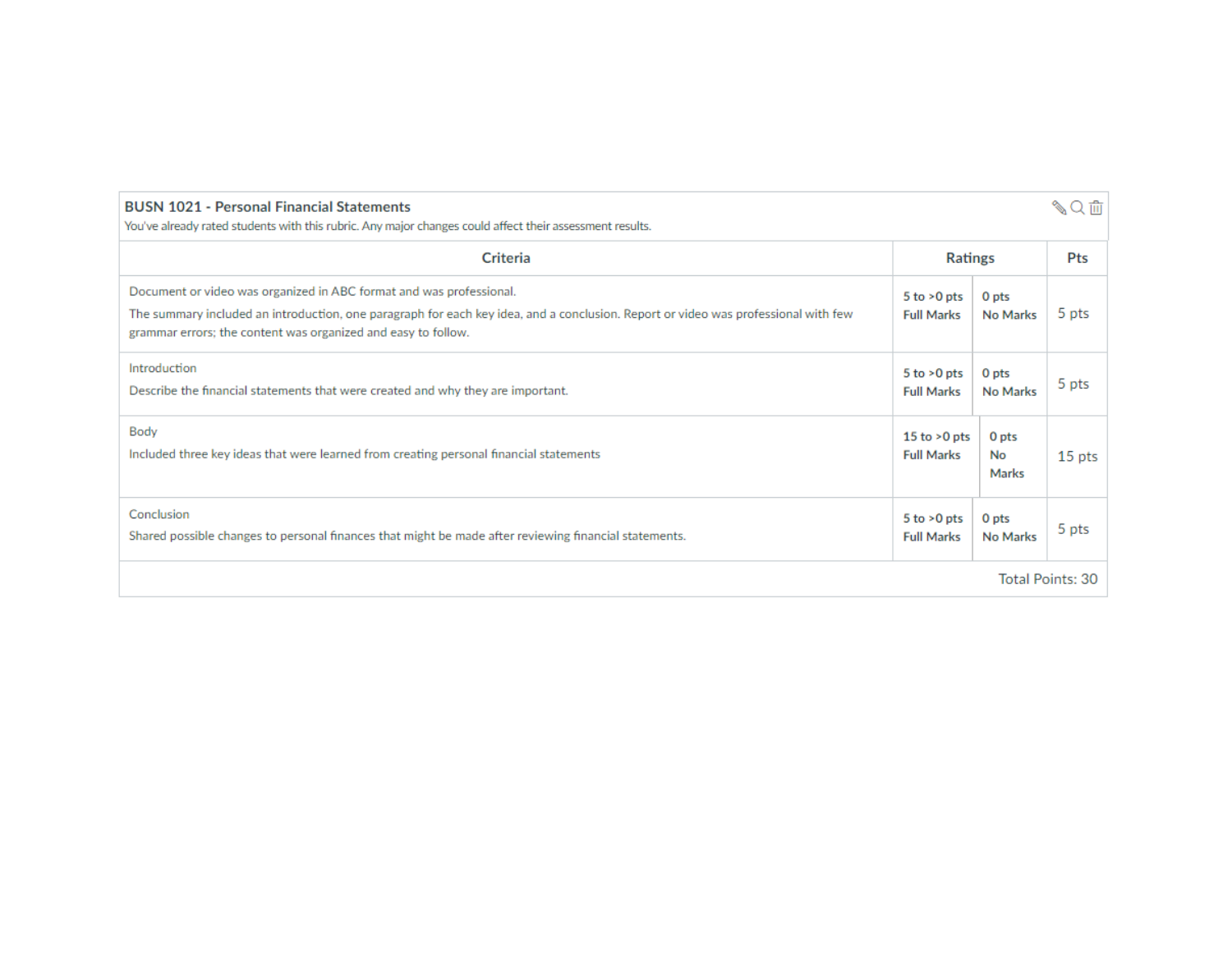## BUSN 1021 - Personal Financial Statements

You've already rated students with this rubric. Any major changes could affect their assessment results.

| Criteria | Ratings | | Pts |
|---|---|---|---|
| Document or video was organized in ABC format and was professional. The summary included an introduction, one paragraph for each key idea, and a conclusion. Report or video was professional with few grammar errors; the content was organized and easy to follow. | 5 to >0 pts Full Marks | 0 pts No Marks | 5 pts |
| Introduction Describe the financial statements that were created and why they are important. | 5 to >0 pts Full Marks | 0 pts No Marks | 5 pts |
| Body Included three key ideas that were learned from creating personal financial statements | 15 to >0 pts Full Marks | 0 pts No Marks | 15 pts |
| Conclusion Shared possible changes to personal finances that might be made after reviewing financial statements. | 5 to >0 pts Full Marks | 0 pts No Marks | 5 pts |
| | | | Total Points: 30 |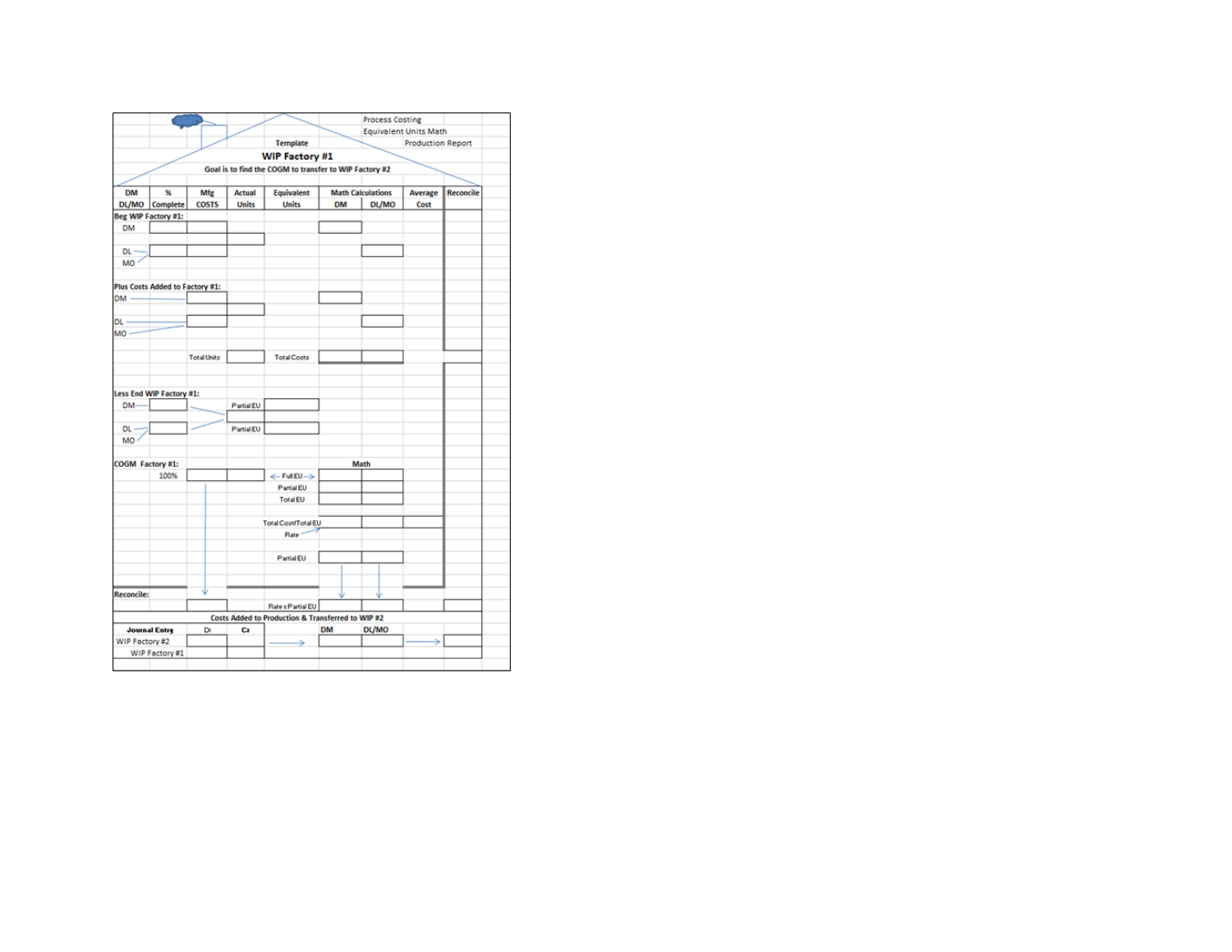Process Costing
Equivalent Units Math
Production Report

Template

## WIP Factory #1

**Goal is to find the COGM to transfer to WIP Factory #2**

| DM DL/MO | % Complete | Mfg COSTS | Actual Units | Equivalent Units | Math Calculations DM | DL/MO | Average Cost | Reconcile |
|---|---|---|---|---|---|---|---|---|
| **Beg WIP Factory #1:** | | | | | | | | |
| DM | | | | | | | | |
| DL | | | | | | | | |
| MO | | | | | | | | |
| **Plus Costs Added to Factory #1:** | | | | | | | | |
| DM | | | | | | | | |
| DL | | | | | | | | |
| MO | | | | | | | | |
| | | Total Units | | Total Costs | | | | |
| **Less End WIP Factory #1:** | | | | | | | | |
| DM | | | Partial EU | | | | | |
| DL | | | Partial EU | | | | | |
| MO | | | | | | | | |
| **COGM Factory #1:** | | | | | Math | | | |
| | 100% | | | Full EU | | | | |
| | | | | Partial EU | | | | |
| | | | | Total EU | | | | |
| | | | | Total Cost/Total EU | | | | |
| | | | | Rate | | | | |
| | | | | Partial EU | | | | |
| **Reconcile:** | | | | | | | | |
| | | | | Rate x Partial EU | | | | |

Costs Added to Production & Transferred to WIP #2

| Journal Entry | Dr | Cr | | DM | DL/MO | | |
|---|---|---|---|---|---|---|---|
| WIP Factory #2 | | | | | | | |
| WIP Factory #1 | | | | | | | |